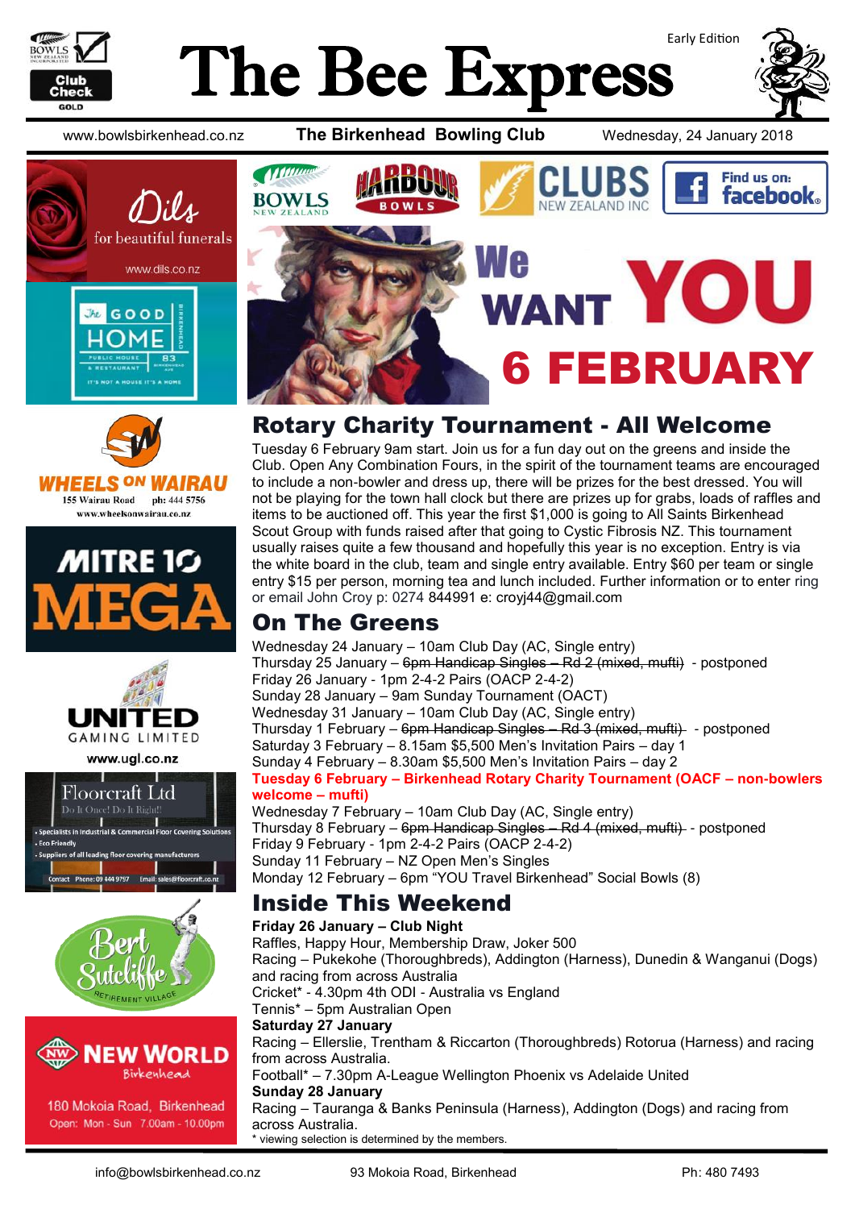# The Bee Express

Early Edition

www.bowlsbirkenhead.co.nz | **The Birkenhead Bowling Club** | Wednesday, 24 January 2018

We WANT YOU 6 FEBRUARY

## Rotary Charity Tournament - All Welcome

Tuesday 6 February 9am start. Join us for a fun day out on the greens and inside the Club. Open Any Combination Fours, in the spirit of the tournament teams are encouraged to include a non-bowler and dress up, there will be prizes for the best dressed. You will not be playing for the town hall clock but there are prizes up for grabs, loads of raffles and items to be auctioned off. This year the first $1,000 is going to All Saints Birkenhead Scout Group with funds raised after that going to Cystic Fibrosis NZ. This tournament usually raises quite a few thousand and hopefully this year is no exception. Entry is via the white board in the club, team and single entry available. Entry $60 per team or single entry $15 per person, morning tea and lunch included. Further information or to enter ring or email John Croy p: 0274 844991 e: croyj44@gmail.com

## On The Greens

Wednesday 24 January – 10am Club Day (AC, Single entry)
Thursday 25 January – ~~6pm Handicap Singles – Rd 2 (mixed, mufti)~~ - postponed
Friday 26 January - 1pm 2-4-2 Pairs (OACP 2-4-2)
Sunday 28 January – 9am Sunday Tournament (OACT)
Wednesday 31 January – 10am Club Day (AC, Single entry)
Thursday 1 February – ~~6pm Handicap Singles – Rd 3 (mixed, mufti)~~ - postponed
Saturday 3 February – 8.15am $5,500 Men's Invitation Pairs – day 1
Sunday 4 February – 8.30am $5,500 Men's Invitation Pairs – day 2
**Tuesday 6 February – Birkenhead Rotary Charity Tournament (OACF – non-bowlers welcome – mufti)**
Wednesday 7 February – 10am Club Day (AC, Single entry)
Thursday 8 February – ~~6pm Handicap Singles – Rd 4 (mixed, mufti)~~ - postponed
Friday 9 February - 1pm 2-4-2 Pairs (OACP 2-4-2)
Sunday 11 February – NZ Open Men's Singles
Monday 12 February – 6pm "YOU Travel Birkenhead" Social Bowls (8)

## Inside This Weekend

**Friday 26 January – Club Night**
Raffles, Happy Hour, Membership Draw, Joker 500
Racing – Pukekohe (Thoroughbreds), Addington (Harness), Dunedin & Wanganui (Dogs) and racing from across Australia
Cricket* - 4.30pm 4th ODI - Australia vs England
Tennis* – 5pm Australian Open

**Saturday 27 January**
Racing – Ellerslie, Trentham & Riccarton (Thoroughbreds) Rotorua (Harness) and racing from across Australia.
Football* – 7.30pm A-League Wellington Phoenix vs Adelaide United

**Sunday 28 January**
Racing – Tauranga & Banks Peninsula (Harness), Addington (Dogs) and racing from across Australia.

* viewing selection is determined by the members.

---

Dils for beautiful funerals – www.dils.co.nz
The Good Home – Public House & Restaurant – 83 Birkenhead Ave – It's not a house it's a home
Wheels on Wairau – 155 Wairau Road – ph: 444 5756 – www.wheelsonwairau.co.nz
Mitre 10 Mega
United Gaming Limited – www.ugl.co.nz
Floorcraft Ltd – Do It Once! Do It Right!! – Specialists in Industrial & Commercial Floor Covering Solutions – Eco Friendly – Suppliers of all leading floor covering manufacturers – Contact Phone: 09 444 9757 Email: sales@floorcraft.co.nz
Bert Sutcliffe Retirement Village
New World Birkenhead – 180 Mokoia Road, Birkenhead – Open: Mon - Sun 7.00am - 10.00pm

info@bowlsbirkenhead.co.nz | 93 Mokoia Road, Birkenhead | Ph: 480 7493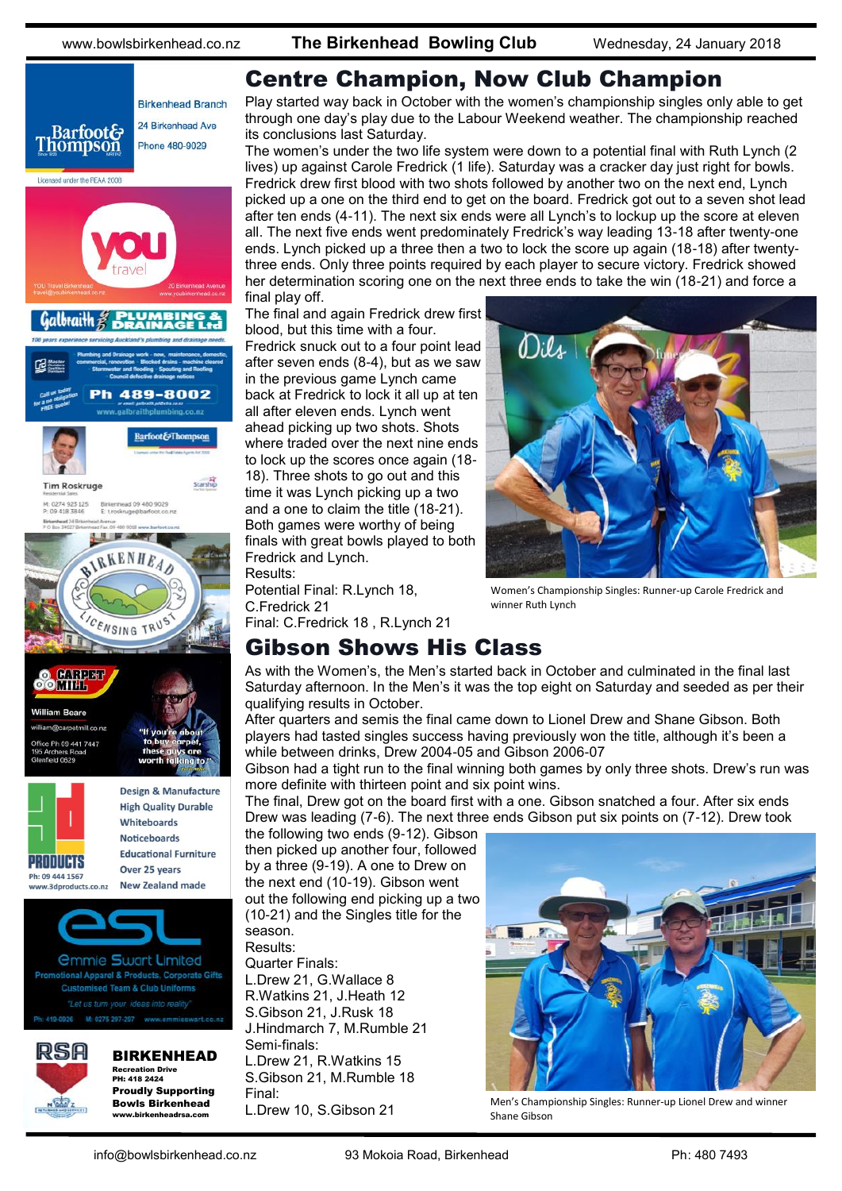# Centre Champion, Now Club Champion

Play started way back in October with the women's championship singles only able to get through one day's play due to the Labour Weekend weather. The championship reached its conclusions last Saturday.

The women's under the two life system were down to a potential final with Ruth Lynch (2 lives) up against Carole Fredrick (1 life). Saturday was a cracker day just right for bowls. Fredrick drew first blood with two shots followed by another two on the next end, Lynch picked up a one on the third end to get on the board. Fredrick got out to a seven shot lead after ten ends (4-11). The next six ends were all Lynch's to lockup up the score at eleven all. The next five ends went predominately Fredrick's way leading 13-18 after twenty-one ends. Lynch picked up a three then a two to lock the score up again (18-18) after twenty-three ends. Only three points required by each player to secure victory. Fredrick showed her determination scoring one on the next three ends to take the win (18-21) and force a final play off.

The final and again Fredrick drew first blood, but this time with a four. Fredrick snuck out to a four point lead after seven ends (8-4), but as we saw in the previous game Lynch came back at Fredrick to lock it all up at ten all after eleven ends. Lynch went ahead picking up two shots. Shots where traded over the next nine ends to lock up the scores once again (18-18). Three shots to go out and this time it was Lynch picking up a two and a one to claim the title (18-21). Both games were worthy of being finals with great bowls played to both Fredrick and Lynch.

Results:

Potential Final: R.Lynch 18, C.Fredrick 21

Final: C.Fredrick 18 , R.Lynch 21

Women's Championship Singles: Runner-up Carole Fredrick and winner Ruth Lynch

# Gibson Shows His Class

As with the Women's, the Men's started back in October and culminated in the final last Saturday afternoon. In the Men's it was the top eight on Saturday and seeded as per their qualifying results in October.

After quarters and semis the final came down to Lionel Drew and Shane Gibson. Both players had tasted singles success having previously won the title, although it's been a while between drinks, Drew 2004-05 and Gibson 2006-07

Gibson had a tight run to the final winning both games by only three shots. Drew's run was more definite with thirteen point and six point wins.

The final, Drew got on the board first with a one. Gibson snatched a four. After six ends Drew was leading (7-6). The next three ends Gibson put six points on (7-12). Drew took the following two ends (9-12). Gibson then picked up another four, followed by a three (9-19). A one to Drew on the next end (10-19). Gibson went out the following end picking up a two (10-21) and the Singles title for the season.

Results:

Quarter Finals:

L.Drew 21, G.Wallace 8

R.Watkins 21, J.Heath 12

S.Gibson 21, J.Rusk 18

J.Hindmarch 7, M.Rumble 21

Semi-finals:

L.Drew 21, R.Watkins 15

S.Gibson 21, M.Rumble 18

Final:

L.Drew 10, S.Gibson 21

Men's Championship Singles: Runner-up Lionel Drew and winner Shane Gibson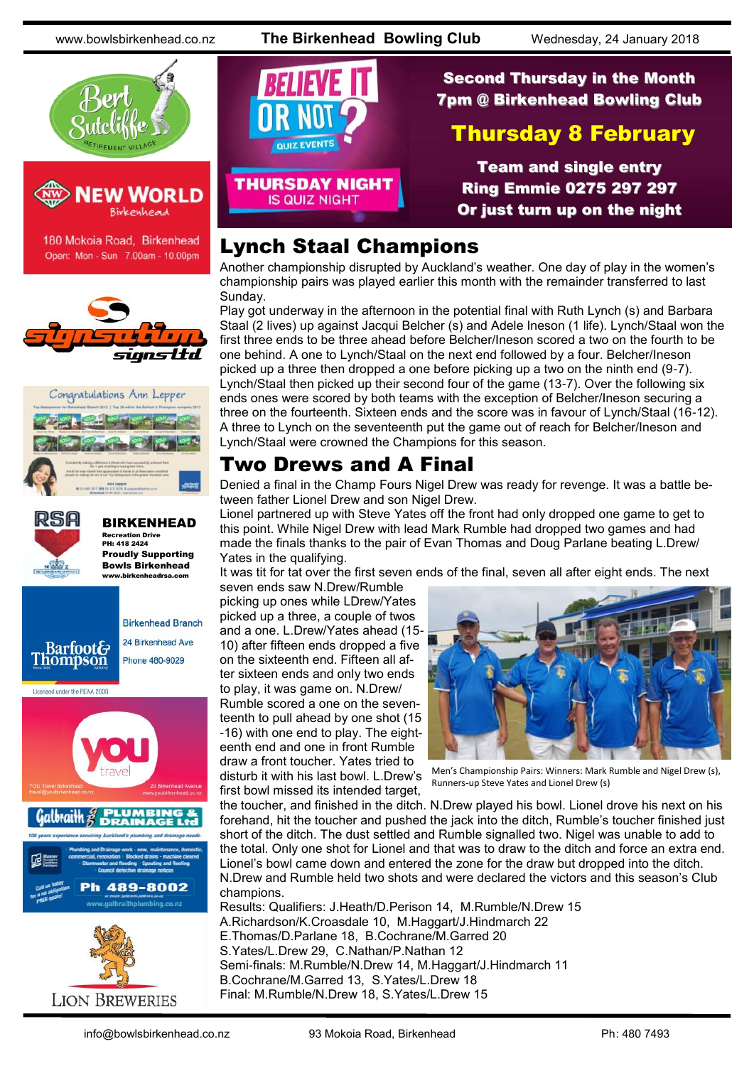Second Thursday in the Month
7pm @ Birkenhead Bowling Club

**Thursday 8 February**

Team and single entry
Ring Emmie 0275 297 297
Or just turn up on the night

BELIEVE IT OR NOT? QUIZ EVENTS
THURSDAY NIGHT IS QUIZ NIGHT

## Lynch Staal Champions

Another championship disrupted by Auckland's weather. One day of play in the women's championship pairs was played earlier this month with the remainder transferred to last Sunday.

Play got underway in the afternoon in the potential final with Ruth Lynch (s) and Barbara Staal (2 lives) up against Jacqui Belcher (s) and Adele Ineson (1 life). Lynch/Staal won the first three ends to be three ahead before Belcher/Ineson scored a two on the fourth to be one behind. A one to Lynch/Staal on the next end followed by a four. Belcher/Ineson picked up a three then dropped a one before picking up a two on the ninth end (9-7). Lynch/Staal then picked up their second four of the game (13-7). Over the following six ends ones were scored by both teams with the exception of Belcher/Ineson securing a three on the fourteenth. Sixteen ends and the score was in favour of Lynch/Staal (16-12). A three to Lynch on the seventeenth put the game out of reach for Belcher/Ineson and Lynch/Staal were crowned the Champions for this season.

## Two Drews and A Final

Denied a final in the Champ Fours Nigel Drew was ready for revenge. It was a battle between father Lionel Drew and son Nigel Drew.

Lionel partnered up with Steve Yates off the front had only dropped one game to get to this point. While Nigel Drew with lead Mark Rumble had dropped two games and had made the finals thanks to the pair of Evan Thomas and Doug Parlane beating L.Drew/ Yates in the qualifying.

It was tit for tat over the first seven ends of the final, seven all after eight ends. The next seven ends saw N.Drew/Rumble picking up ones while LDrew/Yates picked up a three, a couple of twos and a one. L.Drew/Yates ahead (15-10) after fifteen ends dropped a five on the sixteenth end. Fifteen all after sixteen ends and only two ends to play, it was game on. N.Drew/ Rumble scored a one on the seventeenth to pull ahead by one shot (15-16) with one end to play. The eighteenth end and one in front Rumble draw a front toucher. Yates tried to disturb it with his last bowl. L.Drew's first bowl missed its intended target, the toucher, and finished in the ditch. N.Drew played his bowl. Lionel drove his next on his forehand, hit the toucher and pushed the jack into the ditch, Rumble's toucher finished just short of the ditch. The dust settled and Rumble signalled two. Nigel was unable to add to the total. Only one shot for Lionel and that was to draw to the ditch and force an extra end. Lionel's bowl came down and entered the zone for the draw but dropped into the ditch. N.Drew and Rumble held two shots and were declared the victors and this season's Club champions.

Men's Championship Pairs: Winners: Mark Rumble and Nigel Drew (s), Runners-up Steve Yates and Lionel Drew (s)

Results: Qualifiers: J.Heath/D.Perison 14, M.Rumble/N.Drew 15
A.Richardson/K.Croasdale 10, M.Haggart/J.Hindmarch 22
E.Thomas/D.Parlane 18, B.Cochrane/M.Garred 20
S.Yates/L.Drew 29, C.Nathan/P.Nathan 12
Semi-finals: M.Rumble/N.Drew 14, M.Haggart/J.Hindmarch 11
B.Cochrane/M.Garred 13, S.Yates/L.Drew 18
Final: M.Rumble/N.Drew 18, S.Yates/L.Drew 15

---

Bert Sutcliffe Retirement Village

**New World** Birkenhead
180 Mokoia Road, Birkenhead
Open: Mon - Sun 7.00am - 10.00pm

signsation signs ltd

Congratulations Ann Lepper

RSA **BIRKENHEAD**
Recreation Drive
PH: 418 2424
**Proudly Supporting Bowls Birkenhead**
www.birkenheadrsa.com

Barfoot & Thompson
Birkenhead Branch
24 Birkenhead Ave
Phone 480-9029
Licensed under the REAA 2008

you travel
YOU Travel Birkenhead
travel@youbirkenhead.co.nz
20 Birkenhead Avenue
www.youbirkenhead.co.nz

Galbraith PLUMBING & DRAINAGE Ltd
100 years experience servicing Auckland's plumbing and drainage needs
Ph 489-8002
www.galbraithplumbing.co.nz

LION BREWERIES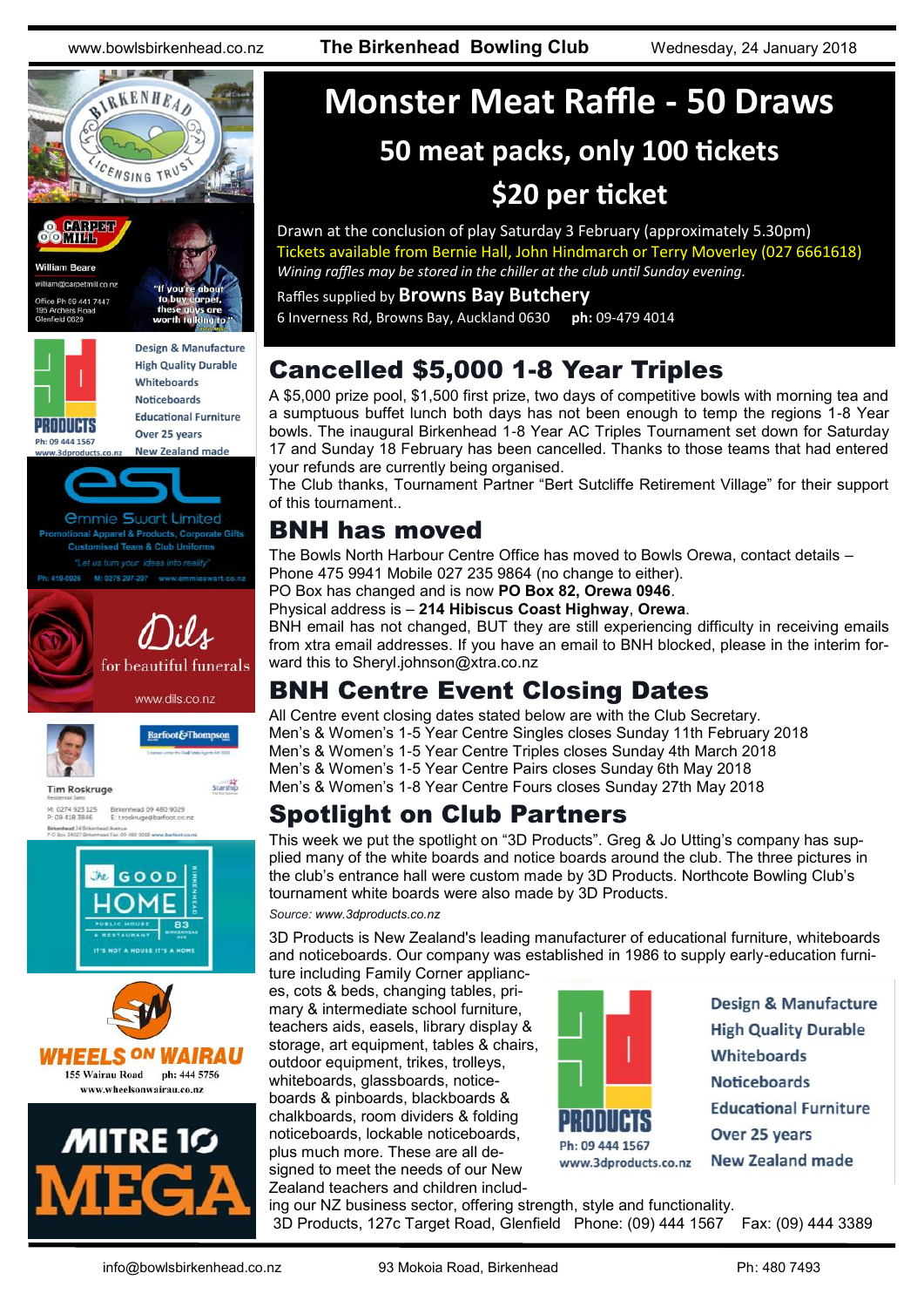# Monster Meat Raffle - 50 Draws

## 50 meat packs, only 100 tickets

## $20 per ticket

Drawn at the conclusion of play Saturday 3 February (approximately 5.30pm)

Tickets available from Bernie Hall, John Hindmarch or Terry Moverley (027 6661618)

*Wining raffles may be stored in the chiller at the club until Sunday evening.*

Raffles supplied by **Browns Bay Butchery**

6 Inverness Rd, Browns Bay, Auckland 0630 **ph:** 09-479 4014

# Cancelled $5,000 1-8 Year Triples

A $5,000 prize pool, $1,500 first prize, two days of competitive bowls with morning tea and a sumptuous buffet lunch both days has not been enough to temp the regions 1-8 Year bowls. The inaugural Birkenhead 1-8 Year AC Triples Tournament set down for Saturday 17 and Sunday 18 February has been cancelled. Thanks to those teams that had entered your refunds are currently being organised.

The Club thanks, Tournament Partner "Bert Sutcliffe Retirement Village" for their support of this tournament..

# BNH has moved

The Bowls North Harbour Centre Office has moved to Bowls Orewa, contact details – Phone 475 9941 Mobile 027 235 9864 (no change to either).

PO Box has changed and is now **PO Box 82, Orewa 0946**.

Physical address is – **214 Hibiscus Coast Highway**, **Orewa**.

BNH email has not changed, BUT they are still experiencing difficulty in receiving emails from xtra email addresses. If you have an email to BNH blocked, please in the interim forward this to Sheryl.johnson@xtra.co.nz

# BNH Centre Event Closing Dates

All Centre event closing dates stated below are with the Club Secretary.

Men's & Women's 1-5 Year Centre Singles closes Sunday 11th February 2018

Men's & Women's 1-5 Year Centre Triples closes Sunday 4th March 2018

Men's & Women's 1-5 Year Centre Pairs closes Sunday 6th May 2018

Men's & Women's 1-8 Year Centre Fours closes Sunday 27th May 2018

# Spotlight on Club Partners

This week we put the spotlight on "3D Products". Greg & Jo Utting's company has supplied many of the white boards and notice boards around the club. The three pictures in the club's entrance hall were custom made by 3D Products. Northcote Bowling Club's tournament white boards were also made by 3D Products.

*Source: www.3dproducts.co.nz*

3D Products is New Zealand's leading manufacturer of educational furniture, whiteboards and noticeboards. Our company was established in 1986 to supply early-education furniture including Family Corner appliances, cots & beds, changing tables, primary & intermediate school furniture, teachers aids, easels, library display & storage, art equipment, tables & chairs, outdoor equipment, trikes, trolleys, whiteboards, glassboards, noticeboards & pinboards, blackboards & chalkboards, room dividers & folding noticeboards, lockable noticeboards, plus much more. These are all designed to meet the needs of our New Zealand teachers and children including our NZ business sector, offering strength, style and functionality.

3D Products, 127c Target Road, Glenfield Phone: (09) 444 1567 Fax: (09) 444 3389

3D PRODUCTS
Ph: 09 444 1567
www.3dproducts.co.nz

Design & Manufacture
High Quality Durable
Whiteboards
Noticeboards
Educational Furniture
Over 25 years
New Zealand made